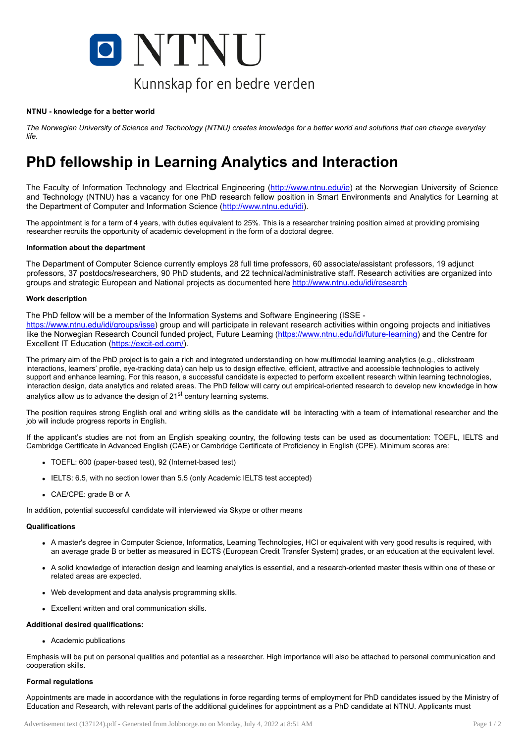**NTNU - knowledge for a better world**

*The Norwegian University of Science and Technology (NTNU) creates knowledge for a better world and solutions that can change everyday life.*

# PhD fellowship in Learning Analytics and Interaction

The Faculty of Information Technology and Electrical Engineering (http://www.ntnu.edu/ie) at the Norwegian University of Science and Technology (NTNU) has a vacancy for one PhD research fellow position in Smart Environments and Analytics for Learning at the Department of Computer and Information Science (http://www.ntnu.edu/idi).

The appointment is for a term of 4 years, with duties equivalent to 25%. This is a researcher training position aimed at providing promising researcher recruits the opportunity of academic development in the form of a doctoral degree.

**Information about the department**

The Department of Computer Science currently employs 28 full time professors, 60 associate/assistant professors, 19 adjunct professors, 37 postdocs/researchers, 90 PhD students, and 22 technical/administrative staff. Research activities are organized into groups and strategic European and National projects as documented here http://www.ntnu.edu/idi/research

**Work description**

The PhD fellow will be a member of the Information Systems and Software Engineering (ISSE - https://www.ntnu.edu/idi/groups/isse) group and will participate in relevant research activities within ongoing projects and initiatives like the Norwegian Research Council funded project, Future Learning (https://www.ntnu.edu/idi/future-learning) and the Centre for Excellent IT Education (https://excit-ed.com/).

The primary aim of the PhD project is to gain a rich and integrated understanding on how multimodal learning analytics (e.g., clickstream interactions, learners' profile, eye-tracking data) can help us to design effective, efficient, attractive and accessible technologies to actively support and enhance learning. For this reason, a successful candidate is expected to perform excellent research within learning technologies, interaction design, data analytics and related areas. The PhD fellow will carry out empirical-oriented research to develop new knowledge in how analytics allow us to advance the design of 21st century learning systems.

The position requires strong English oral and writing skills as the candidate will be interacting with a team of international researcher and the job will include progress reports in English.

If the applicant's studies are not from an English speaking country, the following tests can be used as documentation: TOEFL, IELTS and Cambridge Certificate in Advanced English (CAE) or Cambridge Certificate of Proficiency in English (CPE). Minimum scores are:

- TOEFL: 600 (paper-based test), 92 (Internet-based test)
- IELTS: 6.5, with no section lower than 5.5 (only Academic IELTS test accepted)
- CAE/CPE: grade B or A

In addition, potential successful candidate will interviewed via Skype or other means

**Qualifications**

- A master's degree in Computer Science, Informatics, Learning Technologies, HCI or equivalent with very good results is required, with an average grade B or better as measured in ECTS (European Credit Transfer System) grades, or an education at the equivalent level.
- A solid knowledge of interaction design and learning analytics is essential, and a research-oriented master thesis within one of these or related areas are expected.
- Web development and data analysis programming skills.
- Excellent written and oral communication skills.

**Additional desired qualifications:**

- Academic publications

Emphasis will be put on personal qualities and potential as a researcher. High importance will also be attached to personal communication and cooperation skills.

**Formal regulations**

Appointments are made in accordance with the regulations in force regarding terms of employment for PhD candidates issued by the Ministry of Education and Research, with relevant parts of the additional guidelines for appointment as a PhD candidate at NTNU. Applicants must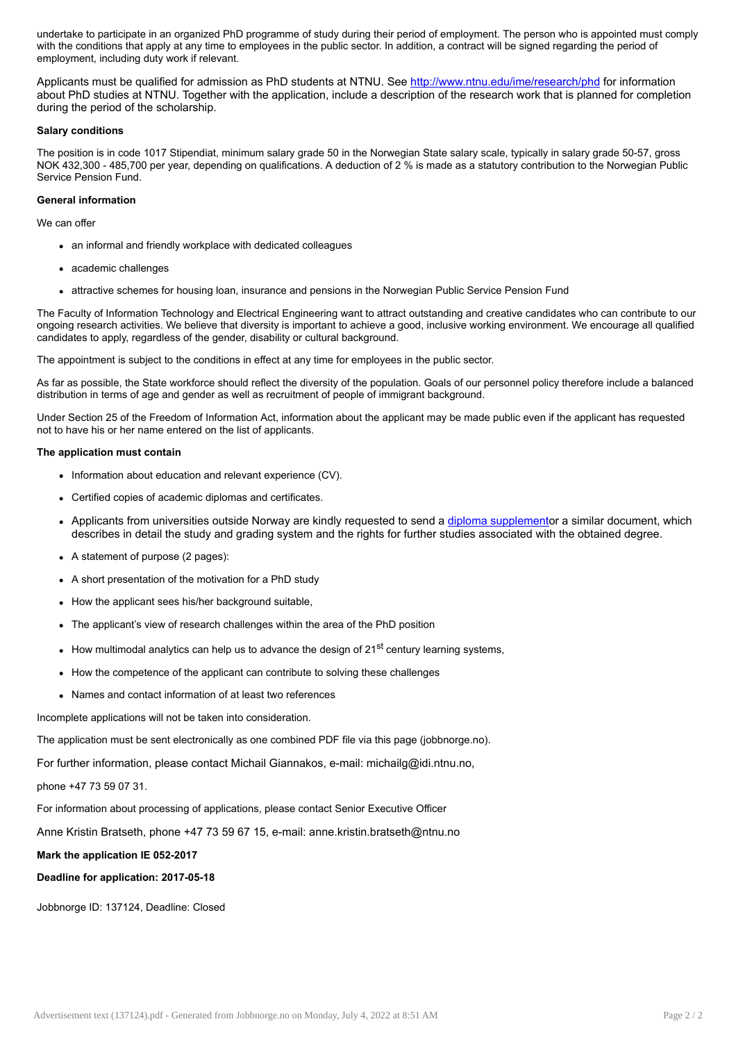undertake to participate in an organized PhD programme of study during their period of employment. The person who is appointed must comply with the conditions that apply at any time to employees in the public sector. In addition, a contract will be signed regarding the period of employment, including duty work if relevant.

Applicants must be qualified for admission as PhD students at NTNU. See [http://www.ntnu.edu/ime/research/phd](http://www.ntnu.edu/ime/research/phd) for information about PhD studies at NTNU. Together with the application, include a description of the research work that is planned for completion during the period of the scholarship.

**Salary conditions**

The position is in code 1017 Stipendiat, minimum salary grade 50 in the Norwegian State salary scale, typically in salary grade 50-57, gross NOK 432,300 - 485,700 per year, depending on qualifications. A deduction of 2 % is made as a statutory contribution to the Norwegian Public Service Pension Fund.

**General information**

We can offer

- an informal and friendly workplace with dedicated colleagues
- academic challenges
- attractive schemes for housing loan, insurance and pensions in the Norwegian Public Service Pension Fund

The Faculty of Information Technology and Electrical Engineering want to attract outstanding and creative candidates who can contribute to our ongoing research activities. We believe that diversity is important to achieve a good, inclusive working environment. We encourage all qualified candidates to apply, regardless of the gender, disability or cultural background.

The appointment is subject to the conditions in effect at any time for employees in the public sector.

As far as possible, the State workforce should reflect the diversity of the population. Goals of our personnel policy therefore include a balanced distribution in terms of age and gender as well as recruitment of people of immigrant background.

Under Section 25 of the Freedom of Information Act, information about the applicant may be made public even if the applicant has requested not to have his or her name entered on the list of applicants.

**The application must contain**

- Information about education and relevant experience (CV).
- Certified copies of academic diplomas and certificates.
- Applicants from universities outside Norway are kindly requested to send a diploma supplementor a similar document, which describes in detail the study and grading system and the rights for further studies associated with the obtained degree.
- A statement of purpose (2 pages):
- A short presentation of the motivation for a PhD study
- How the applicant sees his/her background suitable,
- The applicant's view of research challenges within the area of the PhD position
- How multimodal analytics can help us to advance the design of 21st century learning systems,
- How the competence of the applicant can contribute to solving these challenges
- Names and contact information of at least two references

Incomplete applications will not be taken into consideration.

The application must be sent electronically as one combined PDF file via this page (jobbnorge.no).

For further information, please contact Michail Giannakos, e-mail: michailg@idi.ntnu.no,

phone +47 73 59 07 31.

For information about processing of applications, please contact Senior Executive Officer

Anne Kristin Bratseth, phone +47 73 59 67 15, e-mail: anne.kristin.bratseth@ntnu.no

**Mark the application IE 052-2017**

**Deadline for application: 2017-05-18**

Jobbnorge ID: 137124, Deadline: Closed